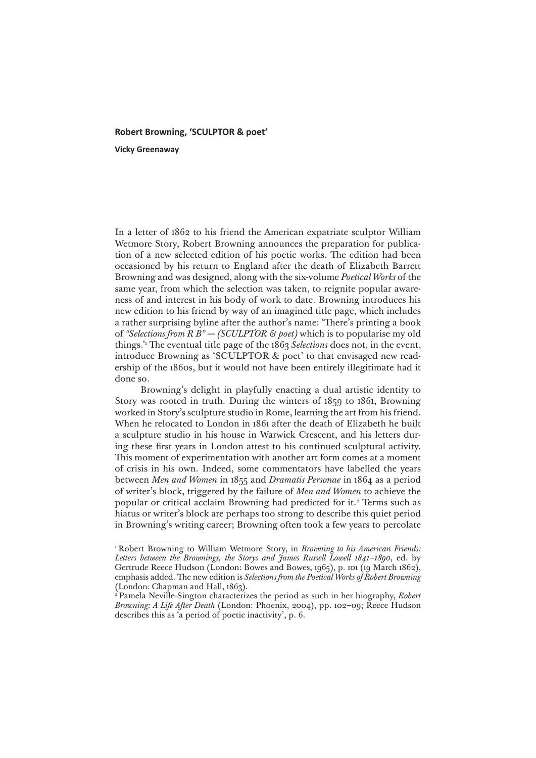# Robert Browning, 'SCULPTOR & poet'

**Vicky Greenaway**

In a letter of 1862 to his friend the American expatriate sculptor William Wetmore Story, Robert Browning announces the preparation for publication of a new selected edition of his poetic works. The edition had been occasioned by his return to England after the death of Elizabeth Barrett Browning and was designed, along with the six-volume *Poetical Works* of the same year, from which the selection was taken, to reignite popular awareness of and interest in his body of work to date. Browning introduces his new edition to his friend by way of an imagined title page, which includes a rather surprising byline after the author's name: 'There's printing a book of *"Selections from R B" — (SCULPTOR & poet)* which is to popularise my old things.'[1] The eventual title page of the 1863 *Selections* does not, in the event, introduce Browning as 'SCULPTOR & poet' to that envisaged new readership of the 1860s, but it would not have been entirely illegitimate had it done so.

Browning's delight in playfully enacting a dual artistic identity to Story was rooted in truth. During the winters of 1859 to 1861, Browning worked in Story's sculpture studio in Rome, learning the art from his friend. When he relocated to London in 1861 after the death of Elizabeth he built a sculpture studio in his house in Warwick Crescent, and his letters during these first years in London attest to his continued sculptural activity. This moment of experimentation with another art form comes at a moment of crisis in his own. Indeed, some commentators have labelled the years between *Men and Women* in 1855 and *Dramatis Personae* in 1864 as a period of writer's block, triggered by the failure of *Men and Women* to achieve the popular or critical acclaim Browning had predicted for it.[2] Terms such as hiatus or writer's block are perhaps too strong to describe this quiet period in Browning's writing career; Browning often took a few years to percolate

---

[1] Robert Browning to William Wetmore Story, in *Browning to his American Friends: Letters between the Brownings, the Storys and James Russell Lowell 1841–1890*, ed. by Gertrude Reece Hudson (London: Bowes and Bowes, 1965), p. 101 (19 March 1862), emphasis added. The new edition is *Selections from the Poetical Works of Robert Browning* (London: Chapman and Hall, 1863).

[2] Pamela Neville-Sington characterizes the period as such in her biography, *Robert Browning: A Life After Death* (London: Phoenix, 2004), pp. 102–09; Reece Hudson describes this as 'a period of poetic inactivity', p. 6.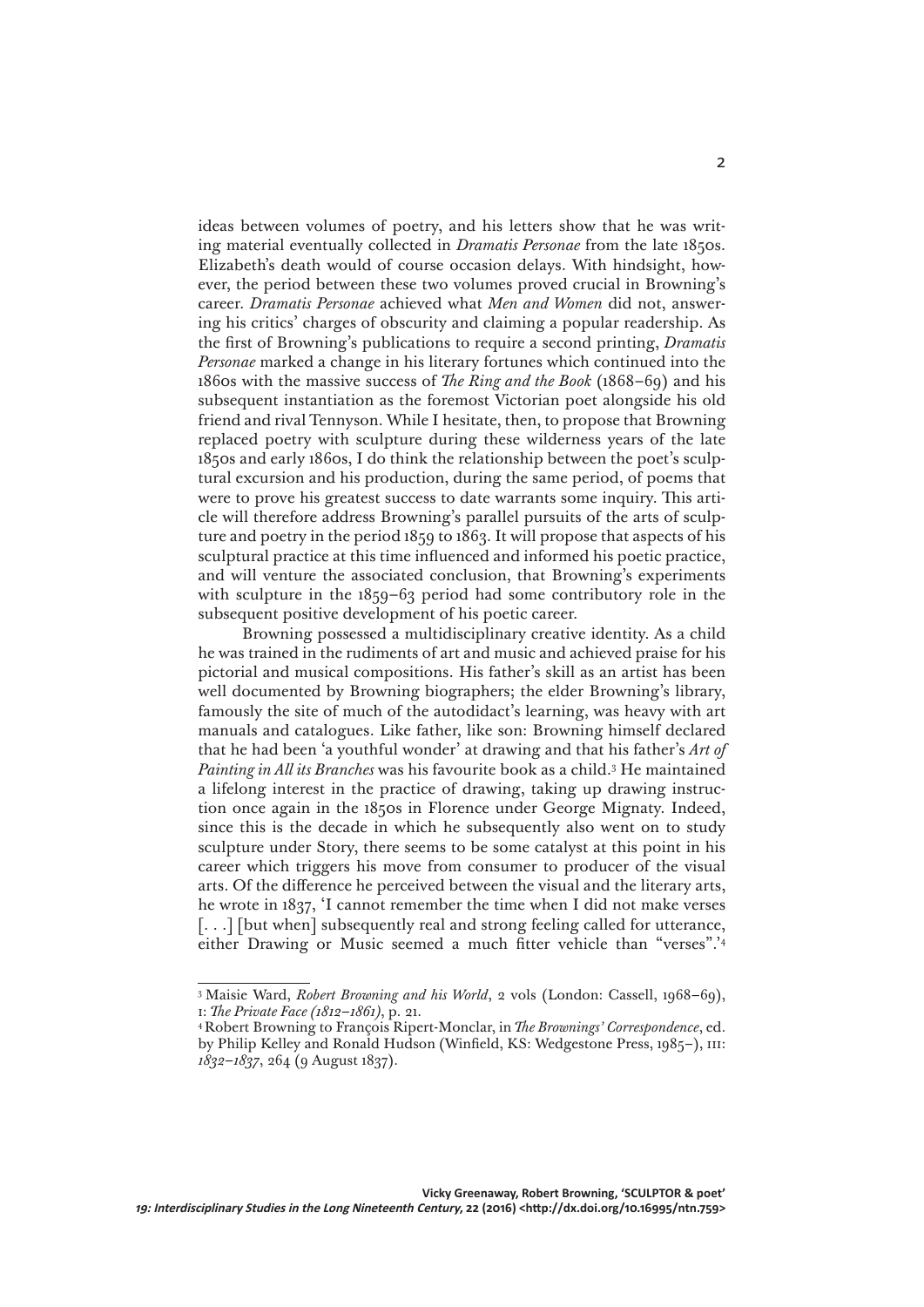ideas between volumes of poetry, and his letters show that he was writing material eventually collected in *Dramatis Personae* from the late 1850s. Elizabeth's death would of course occasion delays. With hindsight, however, the period between these two volumes proved crucial in Browning's career. *Dramatis Personae* achieved what *Men and Women* did not, answering his critics' charges of obscurity and claiming a popular readership. As the first of Browning's publications to require a second printing, *Dramatis Personae* marked a change in his literary fortunes which continued into the 1860s with the massive success of *The Ring and the Book* (1868–69) and his subsequent instantiation as the foremost Victorian poet alongside his old friend and rival Tennyson. While I hesitate, then, to propose that Browning replaced poetry with sculpture during these wilderness years of the late 1850s and early 1860s, I do think the relationship between the poet's sculptural excursion and his production, during the same period, of poems that were to prove his greatest success to date warrants some inquiry. This article will therefore address Browning's parallel pursuits of the arts of sculpture and poetry in the period 1859 to 1863. It will propose that aspects of his sculptural practice at this time influenced and informed his poetic practice, and will venture the associated conclusion, that Browning's experiments with sculpture in the 1859–63 period had some contributory role in the subsequent positive development of his poetic career.

Browning possessed a multidisciplinary creative identity. As a child he was trained in the rudiments of art and music and achieved praise for his pictorial and musical compositions. His father's skill as an artist has been well documented by Browning biographers; the elder Browning's library, famously the site of much of the autodidact's learning, was heavy with art manuals and catalogues. Like father, like son: Browning himself declared that he had been 'a youthful wonder' at drawing and that his father's *Art of Painting in All its Branches* was his favourite book as a child.[3] He maintained a lifelong interest in the practice of drawing, taking up drawing instruction once again in the 1850s in Florence under George Mignaty. Indeed, since this is the decade in which he subsequently also went on to study sculpture under Story, there seems to be some catalyst at this point in his career which triggers his move from consumer to producer of the visual arts. Of the difference he perceived between the visual and the literary arts, he wrote in 1837, 'I cannot remember the time when I did not make verses [. . .] [but when] subsequently real and strong feeling called for utterance, either Drawing or Music seemed a much fitter vehicle than "verses".'[4]

---

[3] Maisie Ward, *Robert Browning and his World*, 2 vols (London: Cassell, 1968–69), I: *The Private Face (1812–1861)*, p. 21.

[4] Robert Browning to François Ripert-Monclar, in *The Brownings' Correspondence*, ed. by Philip Kelley and Ronald Hudson (Winfield, KS: Wedgestone Press, 1985–), III: *1832–1837*, 264 (9 August 1837).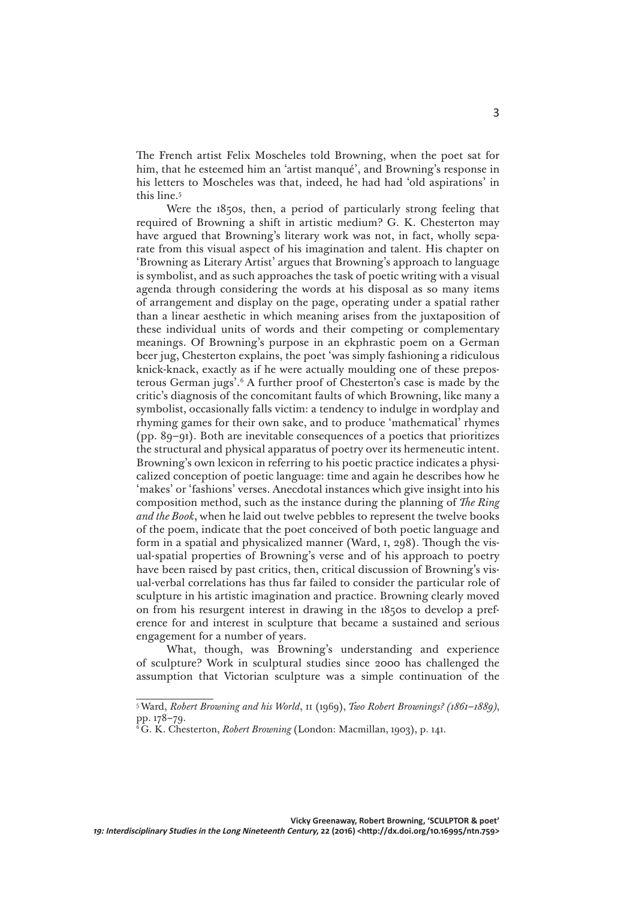The French artist Felix Moscheles told Browning, when the poet sat for him, that he esteemed him an 'artist manqué', and Browning's response in his letters to Moscheles was that, indeed, he had had 'old aspirations' in this line.[5]

Were the 1850s, then, a period of particularly strong feeling that required of Browning a shift in artistic medium? G. K. Chesterton may have argued that Browning's literary work was not, in fact, wholly separate from this visual aspect of his imagination and talent. His chapter on 'Browning as Literary Artist' argues that Browning's approach to language is symbolist, and as such approaches the task of poetic writing with a visual agenda through considering the words at his disposal as so many items of arrangement and display on the page, operating under a spatial rather than a linear aesthetic in which meaning arises from the juxtaposition of these individual units of words and their competing or complementary meanings. Of Browning's purpose in an ekphrastic poem on a German beer jug, Chesterton explains, the poet 'was simply fashioning a ridiculous knick-knack, exactly as if he were actually moulding one of these preposterous German jugs'.[6] A further proof of Chesterton's case is made by the critic's diagnosis of the concomitant faults of which Browning, like many a symbolist, occasionally falls victim: a tendency to indulge in wordplay and rhyming games for their own sake, and to produce 'mathematical' rhymes (pp. 89–91). Both are inevitable consequences of a poetics that prioritizes the structural and physical apparatus of poetry over its hermeneutic intent. Browning's own lexicon in referring to his poetic practice indicates a physicalized conception of poetic language: time and again he describes how he 'makes' or 'fashions' verses. Anecdotal instances which give insight into his composition method, such as the instance during the planning of *The Ring and the Book*, when he laid out twelve pebbles to represent the twelve books of the poem, indicate that the poet conceived of both poetic language and form in a spatial and physicalized manner (Ward, I, 298). Though the visual-spatial properties of Browning's verse and of his approach to poetry have been raised by past critics, then, critical discussion of Browning's visual-verbal correlations has thus far failed to consider the particular role of sculpture in his artistic imagination and practice. Browning clearly moved on from his resurgent interest in drawing in the 1850s to develop a preference for and interest in sculpture that became a sustained and serious engagement for a number of years.

What, though, was Browning's understanding and experience of sculpture? Work in sculptural studies since 2000 has challenged the assumption that Victorian sculpture was a simple continuation of the

---

[5] Ward, *Robert Browning and his World*, II (1969), *Two Robert Brownings? (1861–1889)*, pp. 178–79.

[6] G. K. Chesterton, *Robert Browning* (London: Macmillan, 1903), p. 141.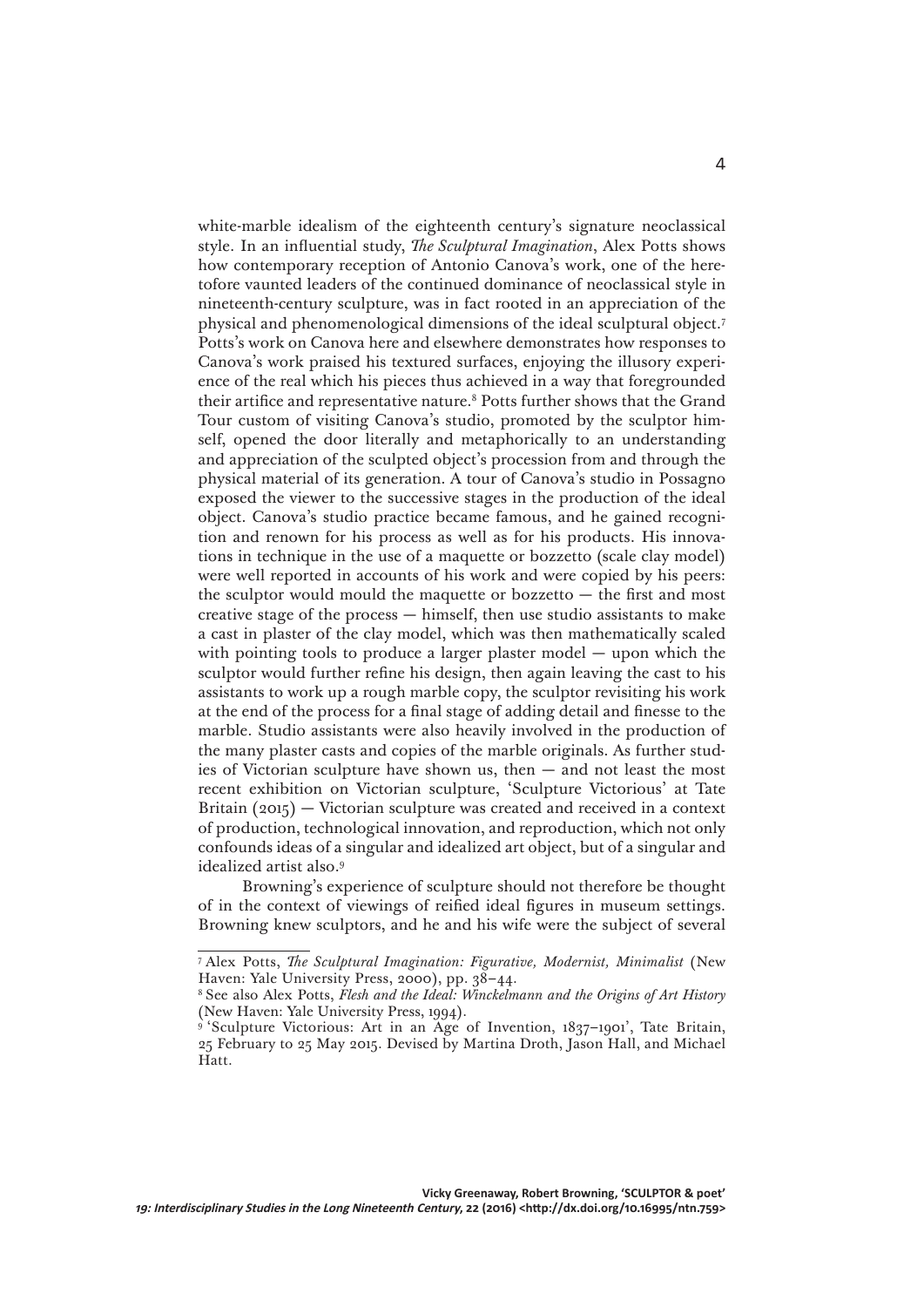white-marble idealism of the eighteenth century's signature neoclassical style. In an influential study, *The Sculptural Imagination*, Alex Potts shows how contemporary reception of Antonio Canova's work, one of the heretofore vaunted leaders of the continued dominance of neoclassical style in nineteenth-century sculpture, was in fact rooted in an appreciation of the physical and phenomenological dimensions of the ideal sculptural object.[7] Potts's work on Canova here and elsewhere demonstrates how responses to Canova's work praised his textured surfaces, enjoying the illusory experience of the real which his pieces thus achieved in a way that foregrounded their artifice and representative nature.[8] Potts further shows that the Grand Tour custom of visiting Canova's studio, promoted by the sculptor himself, opened the door literally and metaphorically to an understanding and appreciation of the sculpted object's procession from and through the physical material of its generation. A tour of Canova's studio in Possagno exposed the viewer to the successive stages in the production of the ideal object. Canova's studio practice became famous, and he gained recognition and renown for his process as well as for his products. His innovations in technique in the use of a maquette or bozzetto (scale clay model) were well reported in accounts of his work and were copied by his peers: the sculptor would mould the maquette or bozzetto — the first and most creative stage of the process — himself, then use studio assistants to make a cast in plaster of the clay model, which was then mathematically scaled with pointing tools to produce a larger plaster model — upon which the sculptor would further refine his design, then again leaving the cast to his assistants to work up a rough marble copy, the sculptor revisiting his work at the end of the process for a final stage of adding detail and finesse to the marble. Studio assistants were also heavily involved in the production of the many plaster casts and copies of the marble originals. As further studies of Victorian sculpture have shown us, then — and not least the most recent exhibition on Victorian sculpture, 'Sculpture Victorious' at Tate Britain (2015) — Victorian sculpture was created and received in a context of production, technological innovation, and reproduction, which not only confounds ideas of a singular and idealized art object, but of a singular and idealized artist also.[9]

Browning's experience of sculpture should not therefore be thought of in the context of viewings of reified ideal figures in museum settings. Browning knew sculptors, and he and his wife were the subject of several

---

[7] Alex Potts, *The Sculptural Imagination: Figurative, Modernist, Minimalist* (New Haven: Yale University Press, 2000), pp. 38–44.

[8] See also Alex Potts, *Flesh and the Ideal: Winckelmann and the Origins of Art History* (New Haven: Yale University Press, 1994).

[9] 'Sculpture Victorious: Art in an Age of Invention, 1837–1901', Tate Britain, 25 February to 25 May 2015. Devised by Martina Droth, Jason Hall, and Michael Hatt.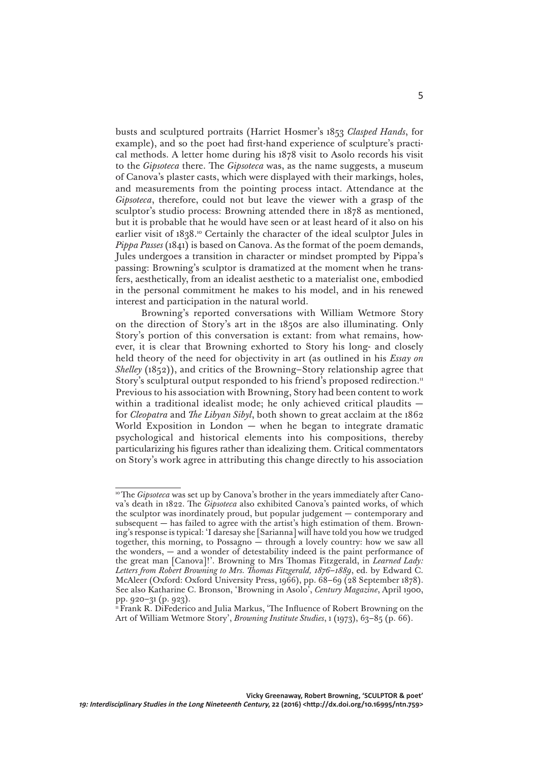busts and sculptured portraits (Harriet Hosmer's 1853 *Clasped Hands*, for example), and so the poet had first-hand experience of sculpture's practical methods. A letter home during his 1878 visit to Asolo records his visit to the *Gipsoteca* there. The *Gipsoteca* was, as the name suggests, a museum of Canova's plaster casts, which were displayed with their markings, holes, and measurements from the pointing process intact. Attendance at the *Gipsoteca*, therefore, could not but leave the viewer with a grasp of the sculptor's studio process: Browning attended there in 1878 as mentioned, but it is probable that he would have seen or at least heard of it also on his earlier visit of 1838.[10] Certainly the character of the ideal sculptor Jules in *Pippa Passes* (1841) is based on Canova. As the format of the poem demands, Jules undergoes a transition in character or mindset prompted by Pippa's passing: Browning's sculptor is dramatized at the moment when he transfers, aesthetically, from an idealist aesthetic to a materialist one, embodied in the personal commitment he makes to his model, and in his renewed interest and participation in the natural world.

Browning's reported conversations with William Wetmore Story on the direction of Story's art in the 1850s are also illuminating. Only Story's portion of this conversation is extant: from what remains, however, it is clear that Browning exhorted to Story his long- and closely held theory of the need for objectivity in art (as outlined in his *Essay on Shelley* (1852)), and critics of the Browning–Story relationship agree that Story's sculptural output responded to his friend's proposed redirection.[11] Previous to his association with Browning, Story had been content to work within a traditional idealist mode; he only achieved critical plaudits — for *Cleopatra* and *The Libyan Sibyl*, both shown to great acclaim at the 1862 World Exposition in London — when he began to integrate dramatic psychological and historical elements into his compositions, thereby particularizing his figures rather than idealizing them. Critical commentators on Story's work agree in attributing this change directly to his association

---

[10] The *Gipsoteca* was set up by Canova's brother in the years immediately after Canova's death in 1822. The *Gipsoteca* also exhibited Canova's painted works, of which the sculptor was inordinately proud, but popular judgement — contemporary and subsequent — has failed to agree with the artist's high estimation of them. Browning's response is typical: 'I daresay she [Sarianna] will have told you how we trudged together, this morning, to Possagno — through a lovely country: how we saw all the wonders, — and a wonder of detestability indeed is the paint performance of the great man [Canova]!'. Browning to Mrs Thomas Fitzgerald, in *Learned Lady: Letters from Robert Browning to Mrs. Thomas Fitzgerald, 1876–1889*, ed. by Edward C. McAleer (Oxford: Oxford University Press, 1966), pp. 68–69 (28 September 1878). See also Katharine C. Bronson, 'Browning in Asolo', *Century Magazine*, April 1900, pp. 920–31 (p. 923).

[11] Frank R. DiFederico and Julia Markus, 'The Influence of Robert Browning on the Art of William Wetmore Story', *Browning Institute Studies*, 1 (1973), 63–85 (p. 66).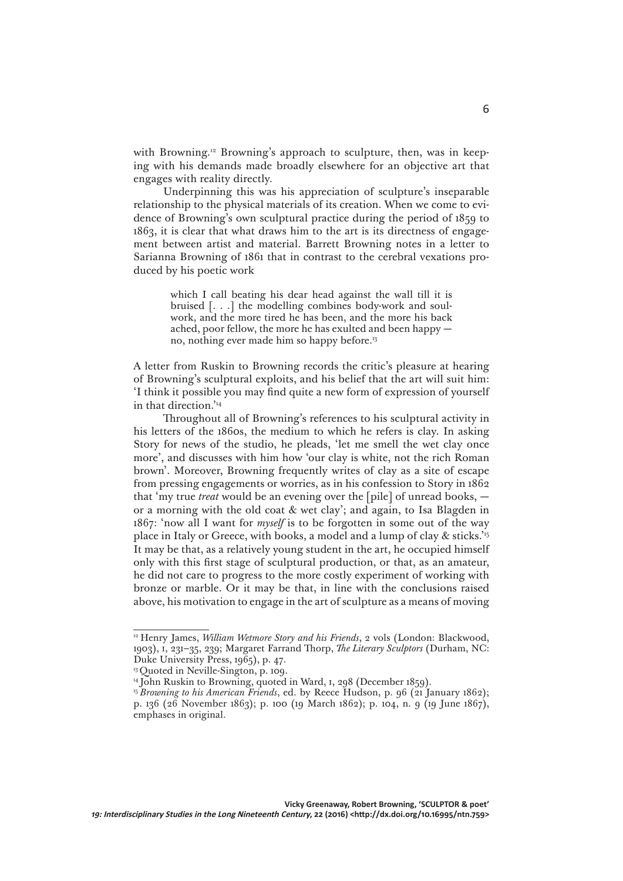with Browning.[12] Browning's approach to sculpture, then, was in keeping with his demands made broadly elsewhere for an objective art that engages with reality directly.

Underpinning this was his appreciation of sculpture's inseparable relationship to the physical materials of its creation. When we come to evidence of Browning's own sculptural practice during the period of 1859 to 1863, it is clear that what draws him to the art is its directness of engagement between artist and material. Barrett Browning notes in a letter to Sarianna Browning of 1861 that in contrast to the cerebral vexations produced by his poetic work

> which I call beating his dear head against the wall till it is bruised [. . .] the modelling combines body-work and soul-work, and the more tired he has been, and the more his back ached, poor fellow, the more he has exulted and been happy — no, nothing ever made him so happy before.[13]

A letter from Ruskin to Browning records the critic's pleasure at hearing of Browning's sculptural exploits, and his belief that the art will suit him: 'I think it possible you may find quite a new form of expression of yourself in that direction.'[14]

Throughout all of Browning's references to his sculptural activity in his letters of the 1860s, the medium to which he refers is clay. In asking Story for news of the studio, he pleads, 'let me smell the wet clay once more', and discusses with him how 'our clay is white, not the rich Roman brown'. Moreover, Browning frequently writes of clay as a site of escape from pressing engagements or worries, as in his confession to Story in 1862 that 'my true *treat* would be an evening over the [pile] of unread books, — or a morning with the old coat & wet clay'; and again, to Isa Blagden in 1867: 'now all I want for *myself* is to be forgotten in some out of the way place in Italy or Greece, with books, a model and a lump of clay & sticks.'[15] It may be that, as a relatively young student in the art, he occupied himself only with this first stage of sculptural production, or that, as an amateur, he did not care to progress to the more costly experiment of working with bronze or marble. Or it may be that, in line with the conclusions raised above, his motivation to engage in the art of sculpture as a means of moving

---

[12] Henry James, *William Wetmore Story and his Friends*, 2 vols (London: Blackwood, 1903), I, 231–35, 239; Margaret Farrand Thorp, *The Literary Sculptors* (Durham, NC: Duke University Press, 1965), p. 47.

[13] Quoted in Neville-Sington, p. 109.

[14] John Ruskin to Browning, quoted in Ward, I, 298 (December 1859).

[15] *Browning to his American Friends*, ed. by Reece Hudson, p. 96 (21 January 1862); p. 136 (26 November 1863); p. 100 (19 March 1862); p. 104, n. 9 (19 June 1867), emphases in original.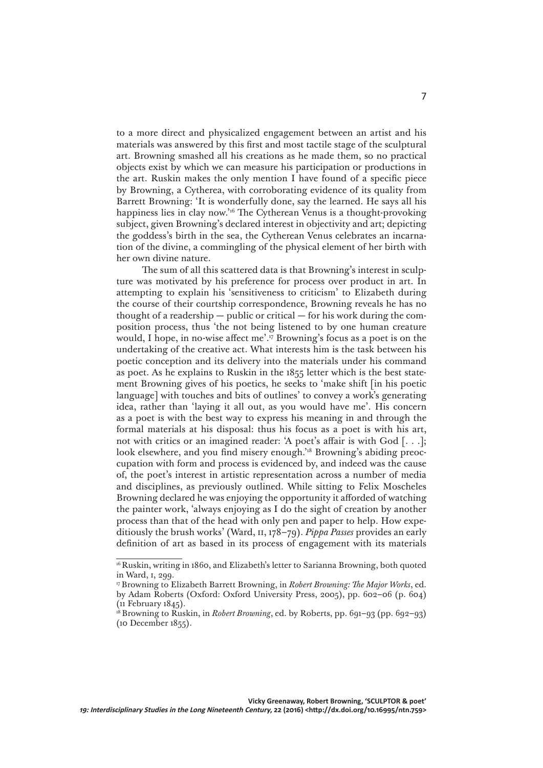to a more direct and physicalized engagement between an artist and his materials was answered by this first and most tactile stage of the sculptural art. Browning smashed all his creations as he made them, so no practical objects exist by which we can measure his participation or productions in the art. Ruskin makes the only mention I have found of a specific piece by Browning, a Cytherea, with corroborating evidence of its quality from Barrett Browning: 'It is wonderfully done, say the learned. He says all his happiness lies in clay now.'[16] The Cytherean Venus is a thought-provoking subject, given Browning's declared interest in objectivity and art; depicting the goddess's birth in the sea, the Cytherean Venus celebrates an incarnation of the divine, a commingling of the physical element of her birth with her own divine nature.

The sum of all this scattered data is that Browning's interest in sculpture was motivated by his preference for process over product in art. In attempting to explain his 'sensitiveness to criticism' to Elizabeth during the course of their courtship correspondence, Browning reveals he has no thought of a readership — public or critical — for his work during the composition process, thus 'the not being listened to by one human creature would, I hope, in no-wise affect me'.[17] Browning's focus as a poet is on the undertaking of the creative act. What interests him is the task between his poetic conception and its delivery into the materials under his command as poet. As he explains to Ruskin in the 1855 letter which is the best statement Browning gives of his poetics, he seeks to 'make shift [in his poetic language] with touches and bits of outlines' to convey a work's generating idea, rather than 'laying it all out, as you would have me'. His concern as a poet is with the best way to express his meaning in and through the formal materials at his disposal: thus his focus as a poet is with his art, not with critics or an imagined reader: 'A poet's affair is with God [. . .]; look elsewhere, and you find misery enough.'[18] Browning's abiding preoccupation with form and process is evidenced by, and indeed was the cause of, the poet's interest in artistic representation across a number of media and disciplines, as previously outlined. While sitting to Felix Moscheles Browning declared he was enjoying the opportunity it afforded of watching the painter work, 'always enjoying as I do the sight of creation by another process than that of the head with only pen and paper to help. How expeditiously the brush works' (Ward, II, 178–79). *Pippa Passes* provides an early definition of art as based in its process of engagement with its materials

---

[16] Ruskin, writing in 1860, and Elizabeth's letter to Sarianna Browning, both quoted in Ward, I, 299.

[17] Browning to Elizabeth Barrett Browning, in *Robert Browning: The Major Works*, ed. by Adam Roberts (Oxford: Oxford University Press, 2005), pp. 602–06 (p. 604) (11 February 1845).

[18] Browning to Ruskin, in *Robert Browning*, ed. by Roberts, pp. 691–93 (pp. 692–93) (10 December 1855).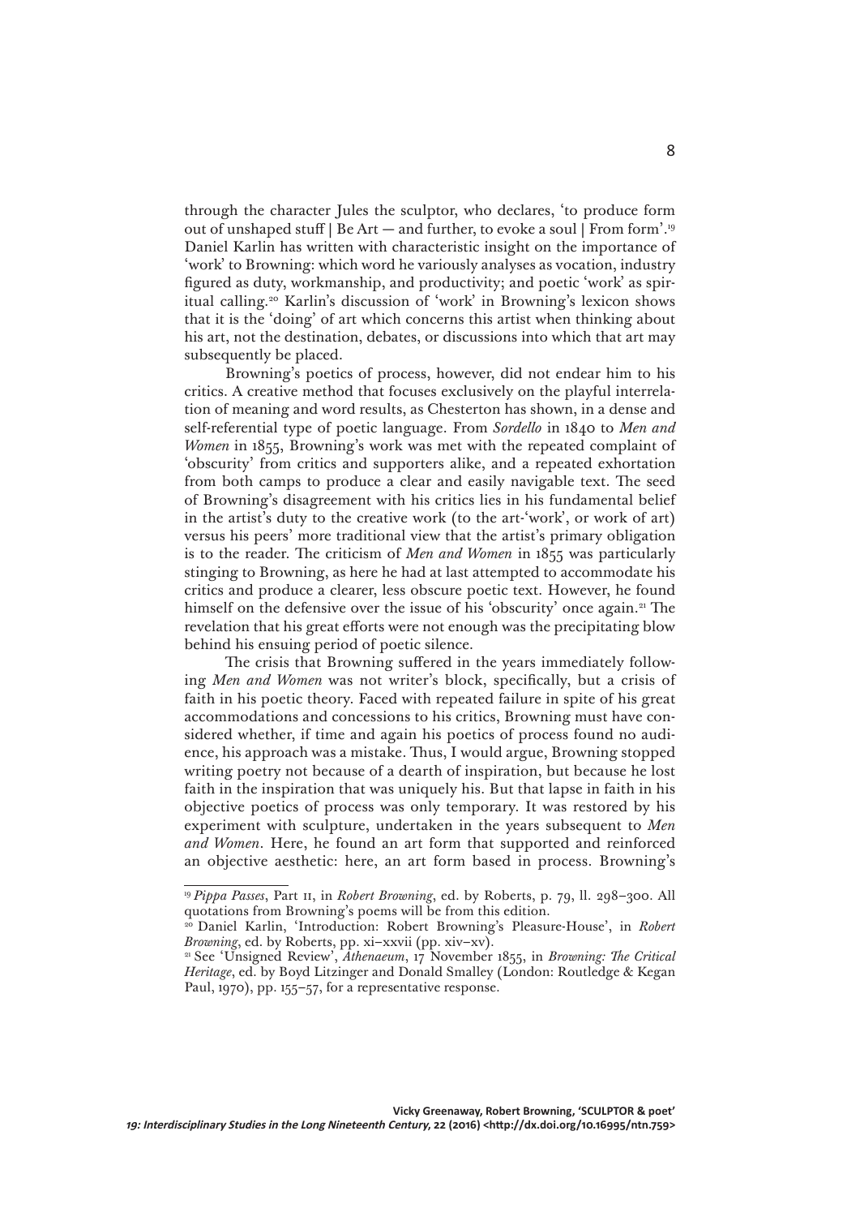through the character Jules the sculptor, who declares, 'to produce form out of unshaped stuff | Be Art — and further, to evoke a soul | From form'.[19] Daniel Karlin has written with characteristic insight on the importance of 'work' to Browning: which word he variously analyses as vocation, industry figured as duty, workmanship, and productivity; and poetic 'work' as spiritual calling.[20] Karlin's discussion of 'work' in Browning's lexicon shows that it is the 'doing' of art which concerns this artist when thinking about his art, not the destination, debates, or discussions into which that art may subsequently be placed.

Browning's poetics of process, however, did not endear him to his critics. A creative method that focuses exclusively on the playful interrelation of meaning and word results, as Chesterton has shown, in a dense and self-referential type of poetic language. From *Sordello* in 1840 to *Men and Women* in 1855, Browning's work was met with the repeated complaint of 'obscurity' from critics and supporters alike, and a repeated exhortation from both camps to produce a clear and easily navigable text. The seed of Browning's disagreement with his critics lies in his fundamental belief in the artist's duty to the creative work (to the art-'work', or work of art) versus his peers' more traditional view that the artist's primary obligation is to the reader. The criticism of *Men and Women* in 1855 was particularly stinging to Browning, as here he had at last attempted to accommodate his critics and produce a clearer, less obscure poetic text. However, he found himself on the defensive over the issue of his 'obscurity' once again.[21] The revelation that his great efforts were not enough was the precipitating blow behind his ensuing period of poetic silence.

The crisis that Browning suffered in the years immediately following *Men and Women* was not writer's block, specifically, but a crisis of faith in his poetic theory. Faced with repeated failure in spite of his great accommodations and concessions to his critics, Browning must have considered whether, if time and again his poetics of process found no audience, his approach was a mistake. Thus, I would argue, Browning stopped writing poetry not because of a dearth of inspiration, but because he lost faith in the inspiration that was uniquely his. But that lapse in faith in his objective poetics of process was only temporary. It was restored by his experiment with sculpture, undertaken in the years subsequent to *Men and Women*. Here, he found an art form that supported and reinforced an objective aesthetic: here, an art form based in process. Browning's

---

[19] *Pippa Passes*, Part II, in *Robert Browning*, ed. by Roberts, p. 79, ll. 298–300. All quotations from Browning's poems will be from this edition.

[20] Daniel Karlin, 'Introduction: Robert Browning's Pleasure-House', in *Robert Browning*, ed. by Roberts, pp. xi–xxvii (pp. xiv–xv).

[21] See 'Unsigned Review', *Athenaeum*, 17 November 1855, in *Browning: The Critical Heritage*, ed. by Boyd Litzinger and Donald Smalley (London: Routledge & Kegan Paul, 1970), pp. 155–57, for a representative response.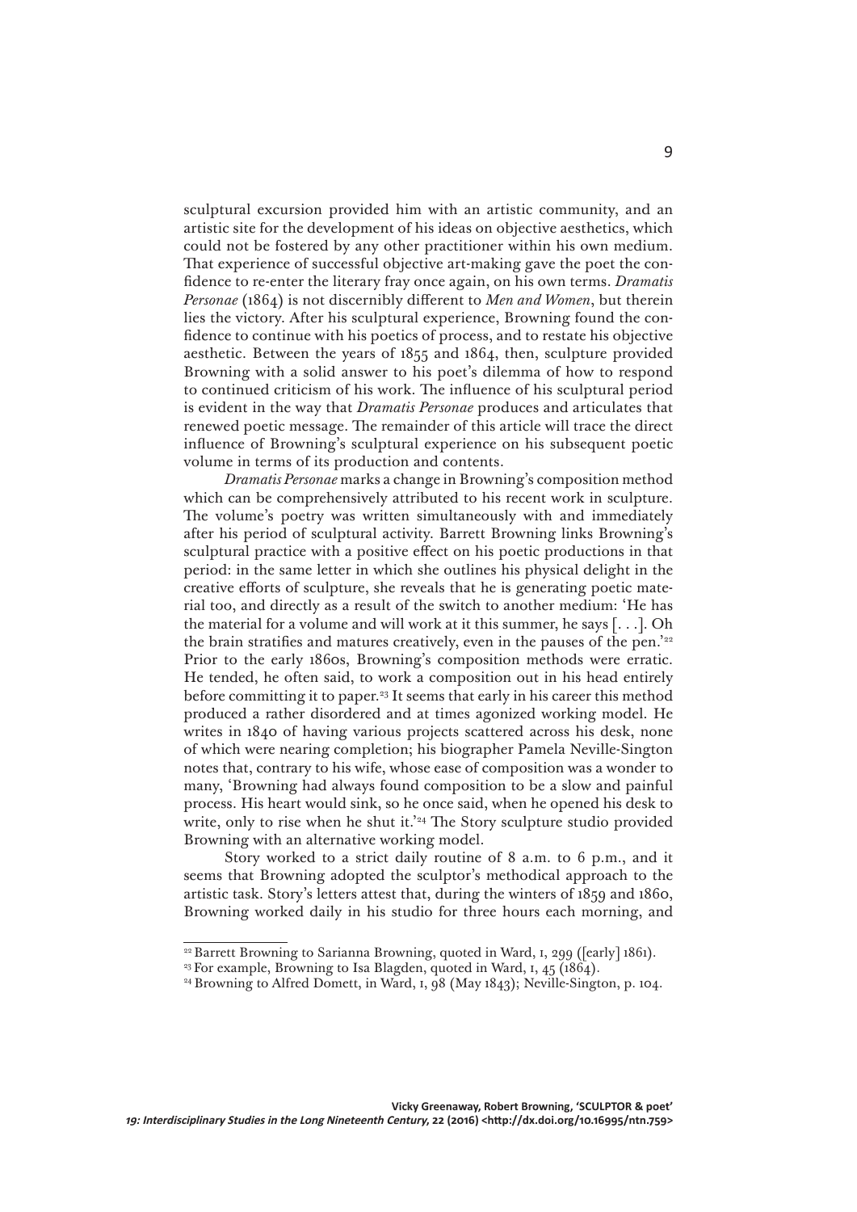sculptural excursion provided him with an artistic community, and an artistic site for the development of his ideas on objective aesthetics, which could not be fostered by any other practitioner within his own medium. That experience of successful objective art-making gave the poet the confidence to re-enter the literary fray once again, on his own terms. *Dramatis Personae* (1864) is not discernibly different to *Men and Women*, but therein lies the victory. After his sculptural experience, Browning found the confidence to continue with his poetics of process, and to restate his objective aesthetic. Between the years of 1855 and 1864, then, sculpture provided Browning with a solid answer to his poet's dilemma of how to respond to continued criticism of his work. The influence of his sculptural period is evident in the way that *Dramatis Personae* produces and articulates that renewed poetic message. The remainder of this article will trace the direct influence of Browning's sculptural experience on his subsequent poetic volume in terms of its production and contents.

*Dramatis Personae* marks a change in Browning's composition method which can be comprehensively attributed to his recent work in sculpture. The volume's poetry was written simultaneously with and immediately after his period of sculptural activity. Barrett Browning links Browning's sculptural practice with a positive effect on his poetic productions in that period: in the same letter in which she outlines his physical delight in the creative efforts of sculpture, she reveals that he is generating poetic material too, and directly as a result of the switch to another medium: 'He has the material for a volume and will work at it this summer, he says [. . .]. Oh the brain stratifies and matures creatively, even in the pauses of the pen.'[22] Prior to the early 1860s, Browning's composition methods were erratic. He tended, he often said, to work a composition out in his head entirely before committing it to paper.[23] It seems that early in his career this method produced a rather disordered and at times agonized working model. He writes in 1840 of having various projects scattered across his desk, none of which were nearing completion; his biographer Pamela Neville-Sington notes that, contrary to his wife, whose ease of composition was a wonder to many, 'Browning had always found composition to be a slow and painful process. His heart would sink, so he once said, when he opened his desk to write, only to rise when he shut it.'[24] The Story sculpture studio provided Browning with an alternative working model.

Story worked to a strict daily routine of 8 a.m. to 6 p.m., and it seems that Browning adopted the sculptor's methodical approach to the artistic task. Story's letters attest that, during the winters of 1859 and 1860, Browning worked daily in his studio for three hours each morning, and

[22] Barrett Browning to Sarianna Browning, quoted in Ward, I, 299 ([early] 1861).

[23] For example, Browning to Isa Blagden, quoted in Ward, I, 45 (1864).

[24] Browning to Alfred Domett, in Ward, I, 98 (May 1843); Neville-Sington, p. 104.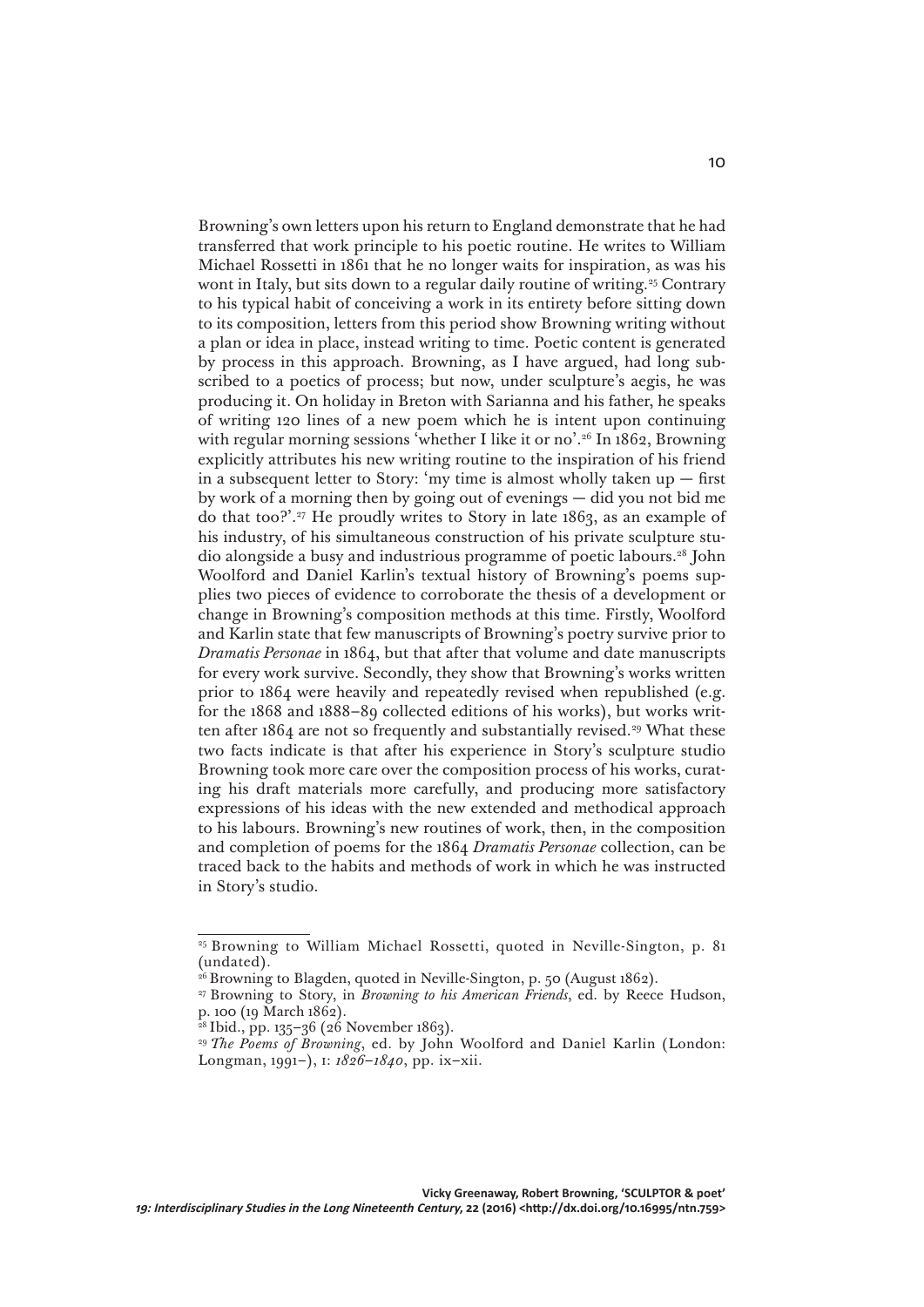Browning's own letters upon his return to England demonstrate that he had transferred that work principle to his poetic routine. He writes to William Michael Rossetti in 1861 that he no longer waits for inspiration, as was his wont in Italy, but sits down to a regular daily routine of writing.[25] Contrary to his typical habit of conceiving a work in its entirety before sitting down to its composition, letters from this period show Browning writing without a plan or idea in place, instead writing to time. Poetic content is generated by process in this approach. Browning, as I have argued, had long subscribed to a poetics of process; but now, under sculpture's aegis, he was producing it. On holiday in Breton with Sarianna and his father, he speaks of writing 120 lines of a new poem which he is intent upon continuing with regular morning sessions 'whether I like it or no'.[26] In 1862, Browning explicitly attributes his new writing routine to the inspiration of his friend in a subsequent letter to Story: 'my time is almost wholly taken up — first by work of a morning then by going out of evenings — did you not bid me do that too?'.[27] He proudly writes to Story in late 1863, as an example of his industry, of his simultaneous construction of his private sculpture studio alongside a busy and industrious programme of poetic labours.[28] John Woolford and Daniel Karlin's textual history of Browning's poems supplies two pieces of evidence to corroborate the thesis of a development or change in Browning's composition methods at this time. Firstly, Woolford and Karlin state that few manuscripts of Browning's poetry survive prior to *Dramatis Personae* in 1864, but that after that volume and date manuscripts for every work survive. Secondly, they show that Browning's works written prior to 1864 were heavily and repeatedly revised when republished (e.g. for the 1868 and 1888–89 collected editions of his works), but works written after 1864 are not so frequently and substantially revised.[29] What these two facts indicate is that after his experience in Story's sculpture studio Browning took more care over the composition process of his works, curating his draft materials more carefully, and producing more satisfactory expressions of his ideas with the new extended and methodical approach to his labours. Browning's new routines of work, then, in the composition and completion of poems for the 1864 *Dramatis Personae* collection, can be traced back to the habits and methods of work in which he was instructed in Story's studio.

---

[25] Browning to William Michael Rossetti, quoted in Neville-Sington, p. 81 (undated).

[26] Browning to Blagden, quoted in Neville-Sington, p. 50 (August 1862).

[27] Browning to Story, in *Browning to his American Friends*, ed. by Reece Hudson, p. 100 (19 March 1862).

[28] Ibid., pp. 135–36 (26 November 1863).

[29] *The Poems of Browning*, ed. by John Woolford and Daniel Karlin (London: Longman, 1991–), I: *1826–1840*, pp. ix–xii.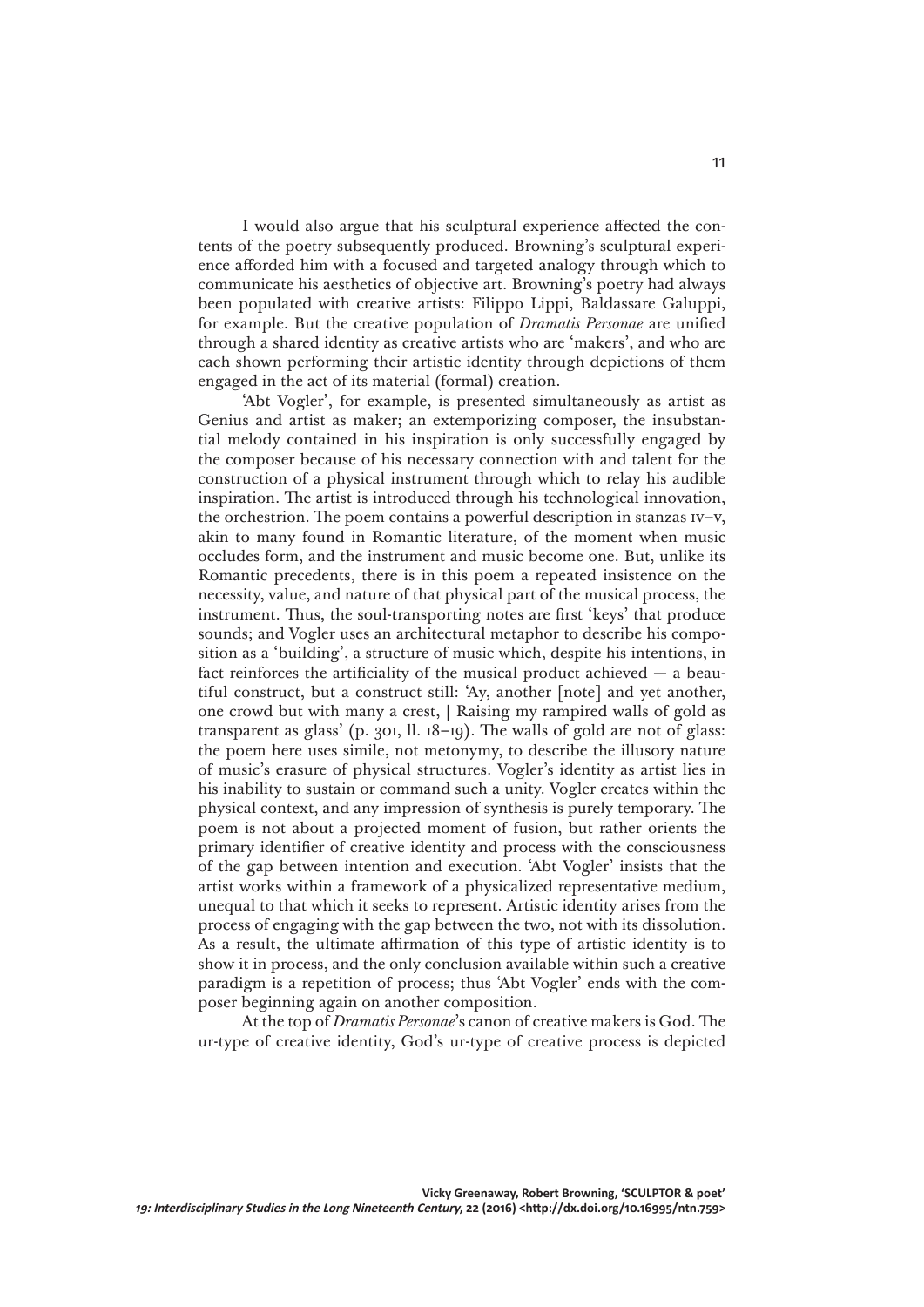I would also argue that his sculptural experience affected the contents of the poetry subsequently produced. Browning's sculptural experience afforded him with a focused and targeted analogy through which to communicate his aesthetics of objective art. Browning's poetry had always been populated with creative artists: Filippo Lippi, Baldassare Galuppi, for example. But the creative population of *Dramatis Personae* are unified through a shared identity as creative artists who are 'makers', and who are each shown performing their artistic identity through depictions of them engaged in the act of its material (formal) creation.

'Abt Vogler', for example, is presented simultaneously as artist as Genius and artist as maker; an extemporizing composer, the insubstantial melody contained in his inspiration is only successfully engaged by the composer because of his necessary connection with and talent for the construction of a physical instrument through which to relay his audible inspiration. The artist is introduced through his technological innovation, the orchestrion. The poem contains a powerful description in stanzas IV–V, akin to many found in Romantic literature, of the moment when music occludes form, and the instrument and music become one. But, unlike its Romantic precedents, there is in this poem a repeated insistence on the necessity, value, and nature of that physical part of the musical process, the instrument. Thus, the soul-transporting notes are first 'keys' that produce sounds; and Vogler uses an architectural metaphor to describe his composition as a 'building', a structure of music which, despite his intentions, in fact reinforces the artificiality of the musical product achieved — a beautiful construct, but a construct still: 'Ay, another [note] and yet another, one crowd but with many a crest, | Raising my rampired walls of gold as transparent as glass' (p. 301, ll. 18–19). The walls of gold are not of glass: the poem here uses simile, not metonymy, to describe the illusory nature of music's erasure of physical structures. Vogler's identity as artist lies in his inability to sustain or command such a unity. Vogler creates within the physical context, and any impression of synthesis is purely temporary. The poem is not about a projected moment of fusion, but rather orients the primary identifier of creative identity and process with the consciousness of the gap between intention and execution. 'Abt Vogler' insists that the artist works within a framework of a physicalized representative medium, unequal to that which it seeks to represent. Artistic identity arises from the process of engaging with the gap between the two, not with its dissolution. As a result, the ultimate affirmation of this type of artistic identity is to show it in process, and the only conclusion available within such a creative paradigm is a repetition of process; thus 'Abt Vogler' ends with the composer beginning again on another composition.

At the top of *Dramatis Personae*'s canon of creative makers is God. The ur-type of creative identity, God's ur-type of creative process is depicted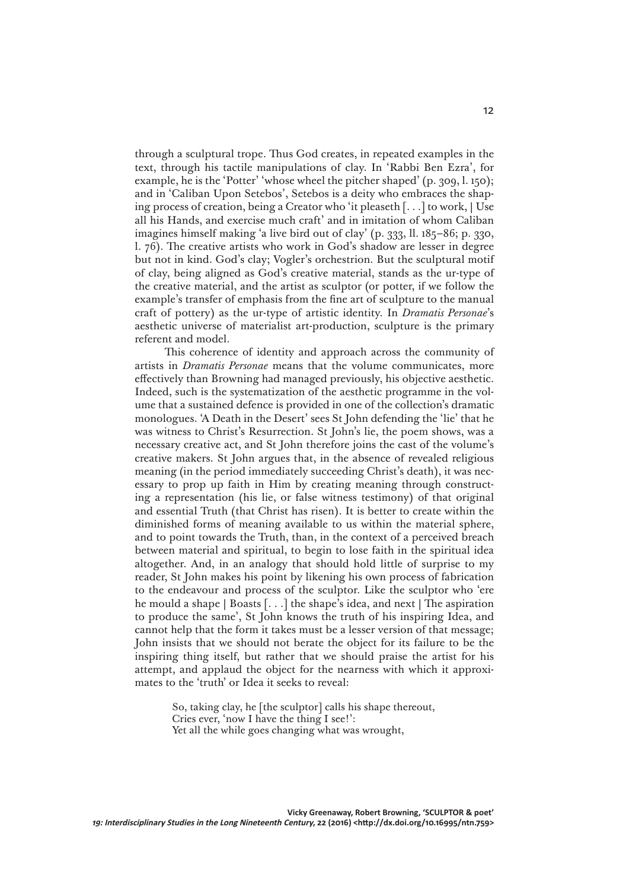through a sculptural trope. Thus God creates, in repeated examples in the text, through his tactile manipulations of clay. In 'Rabbi Ben Ezra', for example, he is the 'Potter' 'whose wheel the pitcher shaped' (p. 309, l. 150); and in 'Caliban Upon Setebos', Setebos is a deity who embraces the shaping process of creation, being a Creator who 'it pleaseth [. . .] to work, | Use all his Hands, and exercise much craft' and in imitation of whom Caliban imagines himself making 'a live bird out of clay' (p. 333, ll. 185–86; p. 330, l. 76). The creative artists who work in God's shadow are lesser in degree but not in kind. God's clay; Vogler's orchestrion. But the sculptural motif of clay, being aligned as God's creative material, stands as the ur-type of the creative material, and the artist as sculptor (or potter, if we follow the example's transfer of emphasis from the fine art of sculpture to the manual craft of pottery) as the ur-type of artistic identity. In *Dramatis Personae*'s aesthetic universe of materialist art-production, sculpture is the primary referent and model.

This coherence of identity and approach across the community of artists in *Dramatis Personae* means that the volume communicates, more effectively than Browning had managed previously, his objective aesthetic. Indeed, such is the systematization of the aesthetic programme in the volume that a sustained defence is provided in one of the collection's dramatic monologues. 'A Death in the Desert' sees St John defending the 'lie' that he was witness to Christ's Resurrection. St John's lie, the poem shows, was a necessary creative act, and St John therefore joins the cast of the volume's creative makers. St John argues that, in the absence of revealed religious meaning (in the period immediately succeeding Christ's death), it was necessary to prop up faith in Him by creating meaning through constructing a representation (his lie, or false witness testimony) of that original and essential Truth (that Christ has risen). It is better to create within the diminished forms of meaning available to us within the material sphere, and to point towards the Truth, than, in the context of a perceived breach between material and spiritual, to begin to lose faith in the spiritual idea altogether. And, in an analogy that should hold little of surprise to my reader, St John makes his point by likening his own process of fabrication to the endeavour and process of the sculptor. Like the sculptor who 'ere he mould a shape | Boasts [. . .] the shape's idea, and next | The aspiration to produce the same', St John knows the truth of his inspiring Idea, and cannot help that the form it takes must be a lesser version of that message; John insists that we should not berate the object for its failure to be the inspiring thing itself, but rather that we should praise the artist for his attempt, and applaud the object for the nearness with which it approximates to the 'truth' or Idea it seeks to reveal:

> So, taking clay, he [the sculptor] calls his shape thereout,
> Cries ever, 'now I have the thing I see!':
> Yet all the while goes changing what was wrought,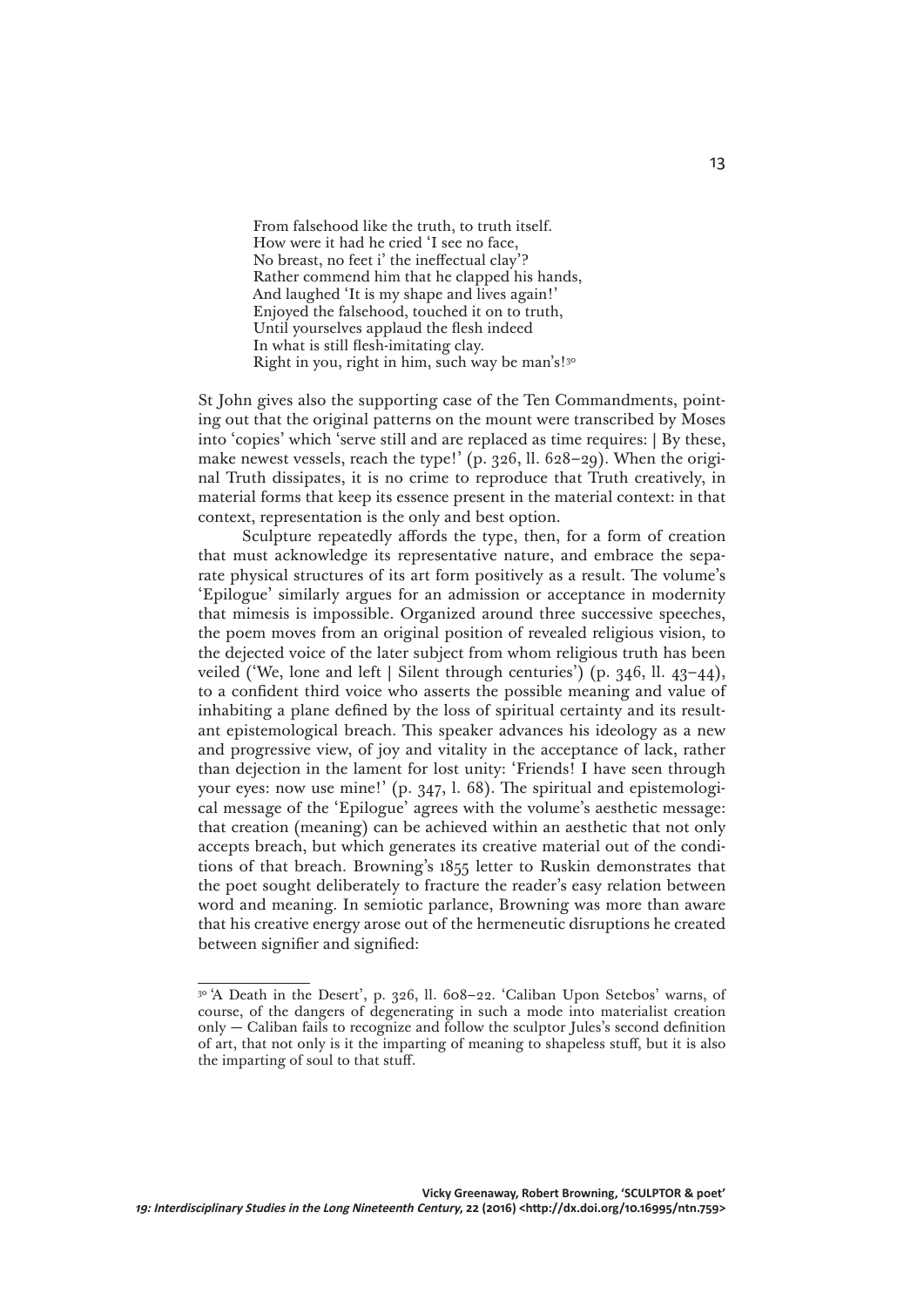> From falsehood like the truth, to truth itself.
> How were it had he cried 'I see no face,
> No breast, no feet i' the ineffectual clay'?
> Rather commend him that he clapped his hands,
> And laughed 'It is my shape and lives again!'
> Enjoyed the falsehood, touched it on to truth,
> Until yourselves applaud the flesh indeed
> In what is still flesh-imitating clay.
> Right in you, right in him, such way be man's![30]

St John gives also the supporting case of the Ten Commandments, pointing out that the original patterns on the mount were transcribed by Moses into 'copies' which 'serve still and are replaced as time requires: | By these, make newest vessels, reach the type!' (p. 326, ll. 628–29). When the original Truth dissipates, it is no crime to reproduce that Truth creatively, in material forms that keep its essence present in the material context: in that context, representation is the only and best option.

Sculpture repeatedly affords the type, then, for a form of creation that must acknowledge its representative nature, and embrace the separate physical structures of its art form positively as a result. The volume's 'Epilogue' similarly argues for an admission or acceptance in modernity that mimesis is impossible. Organized around three successive speeches, the poem moves from an original position of revealed religious vision, to the dejected voice of the later subject from whom religious truth has been veiled ('We, lone and left | Silent through centuries') (p. 346, ll. 43–44), to a confident third voice who asserts the possible meaning and value of inhabiting a plane defined by the loss of spiritual certainty and its resultant epistemological breach. This speaker advances his ideology as a new and progressive view, of joy and vitality in the acceptance of lack, rather than dejection in the lament for lost unity: 'Friends! I have seen through your eyes: now use mine!' (p. 347, l. 68). The spiritual and epistemological message of the 'Epilogue' agrees with the volume's aesthetic message: that creation (meaning) can be achieved within an aesthetic that not only accepts breach, but which generates its creative material out of the conditions of that breach. Browning's 1855 letter to Ruskin demonstrates that the poet sought deliberately to fracture the reader's easy relation between word and meaning. In semiotic parlance, Browning was more than aware that his creative energy arose out of the hermeneutic disruptions he created between signifier and signified:

---

[30] 'A Death in the Desert', p. 326, ll. 608–22. 'Caliban Upon Setebos' warns, of course, of the dangers of degenerating in such a mode into materialist creation only — Caliban fails to recognize and follow the sculptor Jules's second definition of art, that not only is it the imparting of meaning to shapeless stuff, but it is also the imparting of soul to that stuff.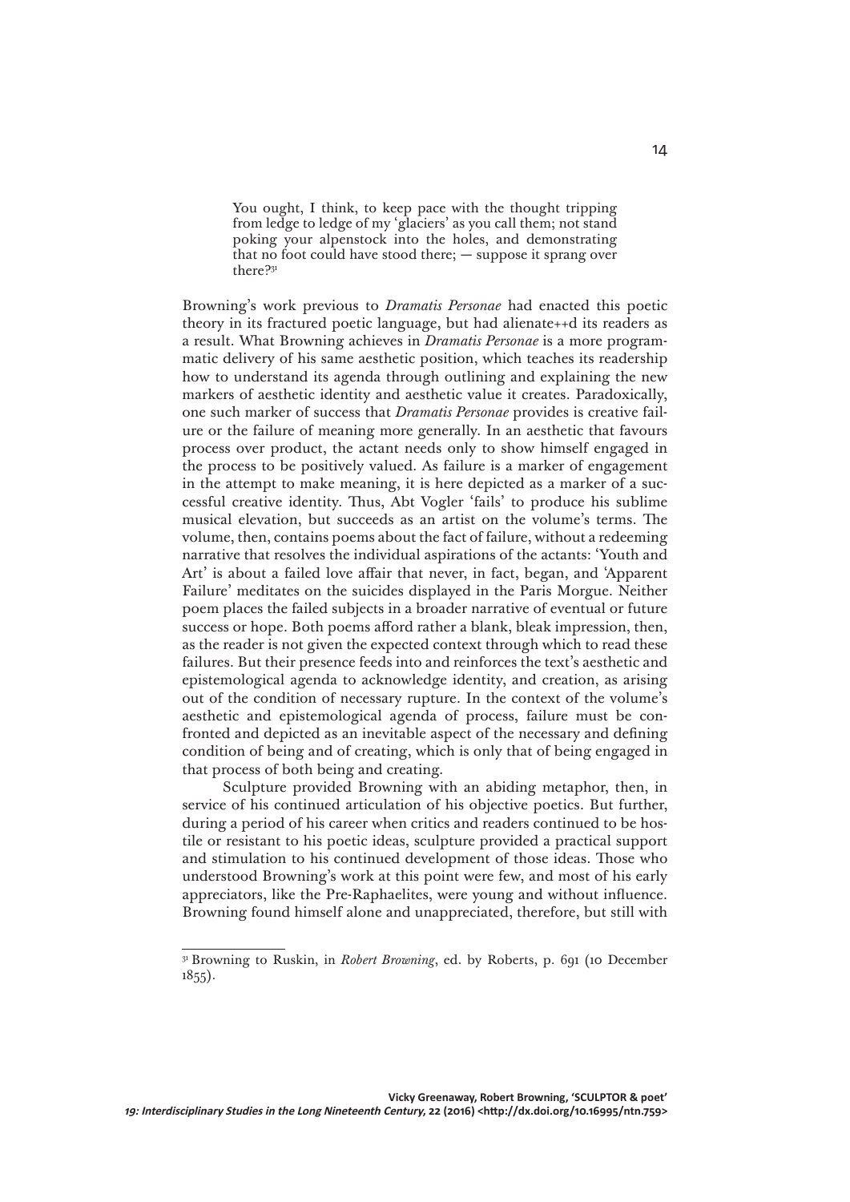> You ought, I think, to keep pace with the thought tripping from ledge to ledge of my 'glaciers' as you call them; not stand poking your alpenstock into the holes, and demonstrating that no foot could have stood there; — suppose it sprang over there?[31]

Browning's work previous to *Dramatis Personae* had enacted this poetic theory in its fractured poetic language, but had alienate++d its readers as a result. What Browning achieves in *Dramatis Personae* is a more programmatic delivery of his same aesthetic position, which teaches its readership how to understand its agenda through outlining and explaining the new markers of aesthetic identity and aesthetic value it creates. Paradoxically, one such marker of success that *Dramatis Personae* provides is creative failure or the failure of meaning more generally. In an aesthetic that favours process over product, the actant needs only to show himself engaged in the process to be positively valued. As failure is a marker of engagement in the attempt to make meaning, it is here depicted as a marker of a successful creative identity. Thus, Abt Vogler 'fails' to produce his sublime musical elevation, but succeeds as an artist on the volume's terms. The volume, then, contains poems about the fact of failure, without a redeeming narrative that resolves the individual aspirations of the actants: 'Youth and Art' is about a failed love affair that never, in fact, began, and 'Apparent Failure' meditates on the suicides displayed in the Paris Morgue. Neither poem places the failed subjects in a broader narrative of eventual or future success or hope. Both poems afford rather a blank, bleak impression, then, as the reader is not given the expected context through which to read these failures. But their presence feeds into and reinforces the text's aesthetic and epistemological agenda to acknowledge identity, and creation, as arising out of the condition of necessary rupture. In the context of the volume's aesthetic and epistemological agenda of process, failure must be confronted and depicted as an inevitable aspect of the necessary and defining condition of being and of creating, which is only that of being engaged in that process of both being and creating.

Sculpture provided Browning with an abiding metaphor, then, in service of his continued articulation of his objective poetics. But further, during a period of his career when critics and readers continued to be hostile or resistant to his poetic ideas, sculpture provided a practical support and stimulation to his continued development of those ideas. Those who understood Browning's work at this point were few, and most of his early appreciators, like the Pre-Raphaelites, were young and without influence. Browning found himself alone and unappreciated, therefore, but still with

---

[31] Browning to Ruskin, in *Robert Browning*, ed. by Roberts, p. 691 (10 December 1855).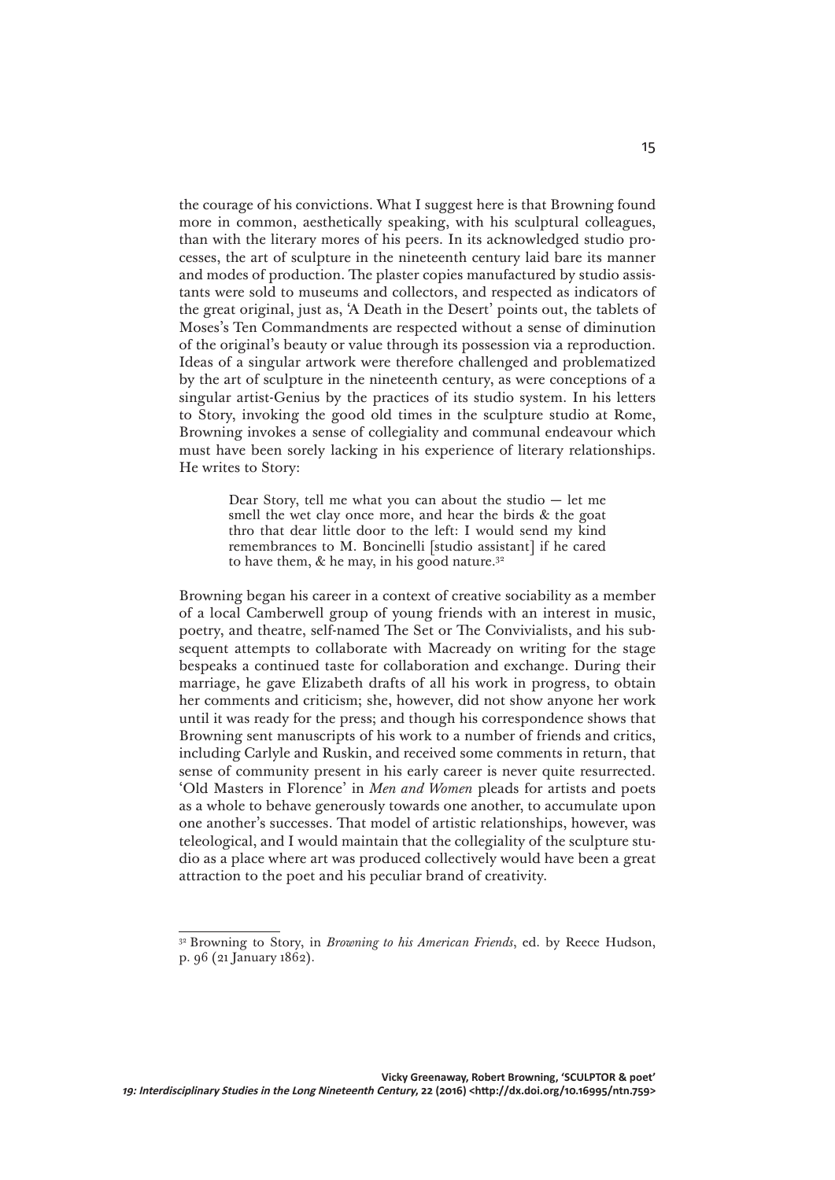the courage of his convictions. What I suggest here is that Browning found more in common, aesthetically speaking, with his sculptural colleagues, than with the literary mores of his peers. In its acknowledged studio processes, the art of sculpture in the nineteenth century laid bare its manner and modes of production. The plaster copies manufactured by studio assistants were sold to museums and collectors, and respected as indicators of the great original, just as, 'A Death in the Desert' points out, the tablets of Moses's Ten Commandments are respected without a sense of diminution of the original's beauty or value through its possession via a reproduction. Ideas of a singular artwork were therefore challenged and problematized by the art of sculpture in the nineteenth century, as were conceptions of a singular artist-Genius by the practices of its studio system. In his letters to Story, invoking the good old times in the sculpture studio at Rome, Browning invokes a sense of collegiality and communal endeavour which must have been sorely lacking in his experience of literary relationships. He writes to Story:

> Dear Story, tell me what you can about the studio — let me smell the wet clay once more, and hear the birds & the goat thro that dear little door to the left: I would send my kind remembrances to M. Boncinelli [studio assistant] if he cared to have them, & he may, in his good nature.[32]

Browning began his career in a context of creative sociability as a member of a local Camberwell group of young friends with an interest in music, poetry, and theatre, self-named The Set or The Convivialists, and his subsequent attempts to collaborate with Macready on writing for the stage bespeaks a continued taste for collaboration and exchange. During their marriage, he gave Elizabeth drafts of all his work in progress, to obtain her comments and criticism; she, however, did not show anyone her work until it was ready for the press; and though his correspondence shows that Browning sent manuscripts of his work to a number of friends and critics, including Carlyle and Ruskin, and received some comments in return, that sense of community present in his early career is never quite resurrected. 'Old Masters in Florence' in *Men and Women* pleads for artists and poets as a whole to behave generously towards one another, to accumulate upon one another's successes. That model of artistic relationships, however, was teleological, and I would maintain that the collegiality of the sculpture studio as a place where art was produced collectively would have been a great attraction to the poet and his peculiar brand of creativity.

---

[32] Browning to Story, in *Browning to his American Friends*, ed. by Reece Hudson, p. 96 (21 January 1862).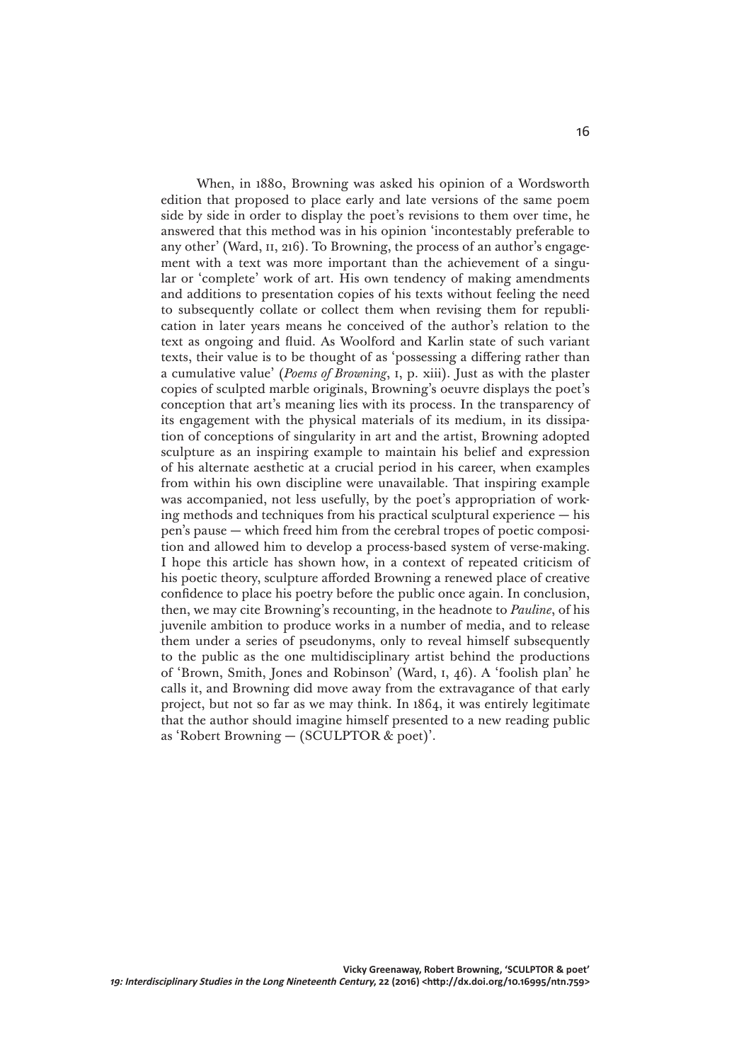When, in 1880, Browning was asked his opinion of a Wordsworth edition that proposed to place early and late versions of the same poem side by side in order to display the poet's revisions to them over time, he answered that this method was in his opinion 'incontestably preferable to any other' (Ward, II, 216). To Browning, the process of an author's engagement with a text was more important than the achievement of a singular or 'complete' work of art. His own tendency of making amendments and additions to presentation copies of his texts without feeling the need to subsequently collate or collect them when revising them for republication in later years means he conceived of the author's relation to the text as ongoing and fluid. As Woolford and Karlin state of such variant texts, their value is to be thought of as 'possessing a differing rather than a cumulative value' (*Poems of Browning*, I, p. xiii). Just as with the plaster copies of sculpted marble originals, Browning's oeuvre displays the poet's conception that art's meaning lies with its process. In the transparency of its engagement with the physical materials of its medium, in its dissipation of conceptions of singularity in art and the artist, Browning adopted sculpture as an inspiring example to maintain his belief and expression of his alternate aesthetic at a crucial period in his career, when examples from within his own discipline were unavailable. That inspiring example was accompanied, not less usefully, by the poet's appropriation of working methods and techniques from his practical sculptural experience — his pen's pause — which freed him from the cerebral tropes of poetic composition and allowed him to develop a process-based system of verse-making. I hope this article has shown how, in a context of repeated criticism of his poetic theory, sculpture afforded Browning a renewed place of creative confidence to place his poetry before the public once again. In conclusion, then, we may cite Browning's recounting, in the headnote to *Pauline*, of his juvenile ambition to produce works in a number of media, and to release them under a series of pseudonyms, only to reveal himself subsequently to the public as the one multidisciplinary artist behind the productions of 'Brown, Smith, Jones and Robinson' (Ward, I, 46). A 'foolish plan' he calls it, and Browning did move away from the extravagance of that early project, but not so far as we may think. In 1864, it was entirely legitimate that the author should imagine himself presented to a new reading public as 'Robert Browning — (SCULPTOR & poet)'.